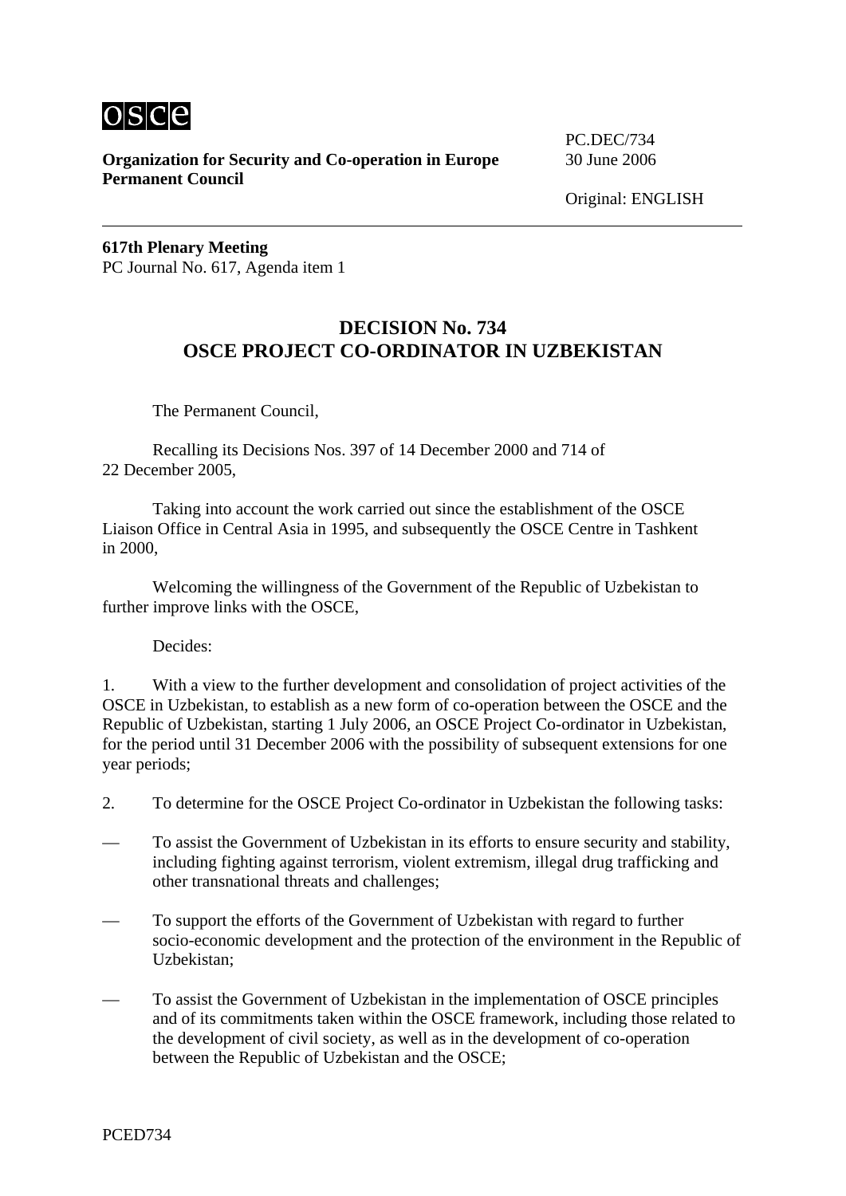**Organization for Security and Co-operation in Europe**
**Permanent Council**

PC.DEC/734
30 June 2006

Original: ENGLISH

---

**617th Plenary Meeting**
PC Journal No. 617, Agenda item 1

## DECISION No. 734
## OSCE PROJECT CO-ORDINATOR IN UZBEKISTAN

The Permanent Council,

Recalling its Decisions Nos. 397 of 14 December 2000 and 714 of 22 December 2005,

Taking into account the work carried out since the establishment of the OSCE Liaison Office in Central Asia in 1995, and subsequently the OSCE Centre in Tashkent in 2000,

Welcoming the willingness of the Government of the Republic of Uzbekistan to further improve links with the OSCE,

Decides:

1. With a view to the further development and consolidation of project activities of the OSCE in Uzbekistan, to establish as a new form of co-operation between the OSCE and the Republic of Uzbekistan, starting 1 July 2006, an OSCE Project Co-ordinator in Uzbekistan, for the period until 31 December 2006 with the possibility of subsequent extensions for one year periods;

2. To determine for the OSCE Project Co-ordinator in Uzbekistan the following tasks:

— To assist the Government of Uzbekistan in its efforts to ensure security and stability, including fighting against terrorism, violent extremism, illegal drug trafficking and other transnational threats and challenges;

— To support the efforts of the Government of Uzbekistan with regard to further socio-economic development and the protection of the environment in the Republic of Uzbekistan;

— To assist the Government of Uzbekistan in the implementation of OSCE principles and of its commitments taken within the OSCE framework, including those related to the development of civil society, as well as in the development of co-operation between the Republic of Uzbekistan and the OSCE;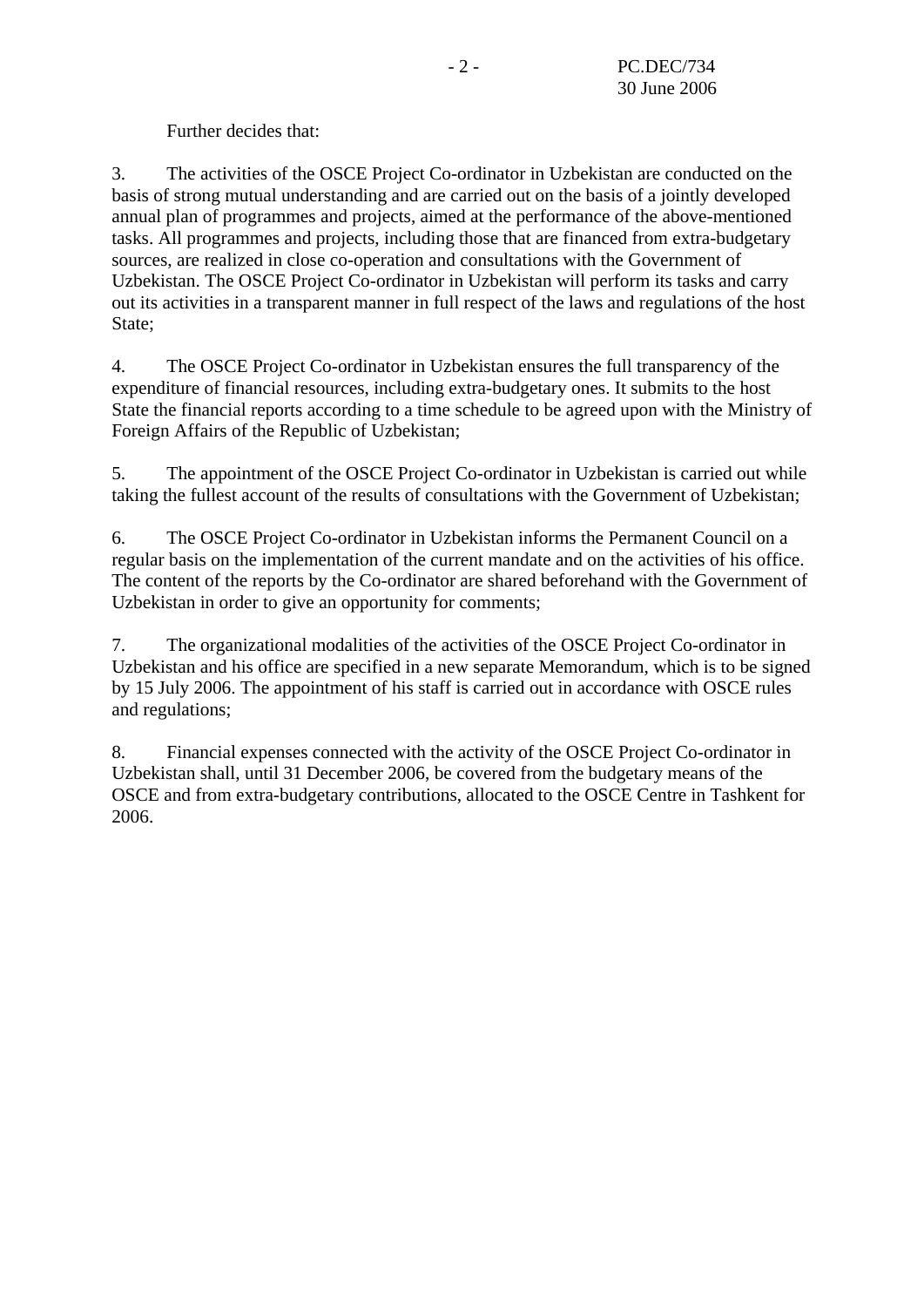Further decides that:

3. The activities of the OSCE Project Co-ordinator in Uzbekistan are conducted on the basis of strong mutual understanding and are carried out on the basis of a jointly developed annual plan of programmes and projects, aimed at the performance of the above-mentioned tasks. All programmes and projects, including those that are financed from extra-budgetary sources, are realized in close co-operation and consultations with the Government of Uzbekistan. The OSCE Project Co-ordinator in Uzbekistan will perform its tasks and carry out its activities in a transparent manner in full respect of the laws and regulations of the host State;

4. The OSCE Project Co-ordinator in Uzbekistan ensures the full transparency of the expenditure of financial resources, including extra-budgetary ones. It submits to the host State the financial reports according to a time schedule to be agreed upon with the Ministry of Foreign Affairs of the Republic of Uzbekistan;

5. The appointment of the OSCE Project Co-ordinator in Uzbekistan is carried out while taking the fullest account of the results of consultations with the Government of Uzbekistan;

6. The OSCE Project Co-ordinator in Uzbekistan informs the Permanent Council on a regular basis on the implementation of the current mandate and on the activities of his office. The content of the reports by the Co-ordinator are shared beforehand with the Government of Uzbekistan in order to give an opportunity for comments;

7. The organizational modalities of the activities of the OSCE Project Co-ordinator in Uzbekistan and his office are specified in a new separate Memorandum, which is to be signed by 15 July 2006. The appointment of his staff is carried out in accordance with OSCE rules and regulations;

8. Financial expenses connected with the activity of the OSCE Project Co-ordinator in Uzbekistan shall, until 31 December 2006, be covered from the budgetary means of the OSCE and from extra-budgetary contributions, allocated to the OSCE Centre in Tashkent for 2006.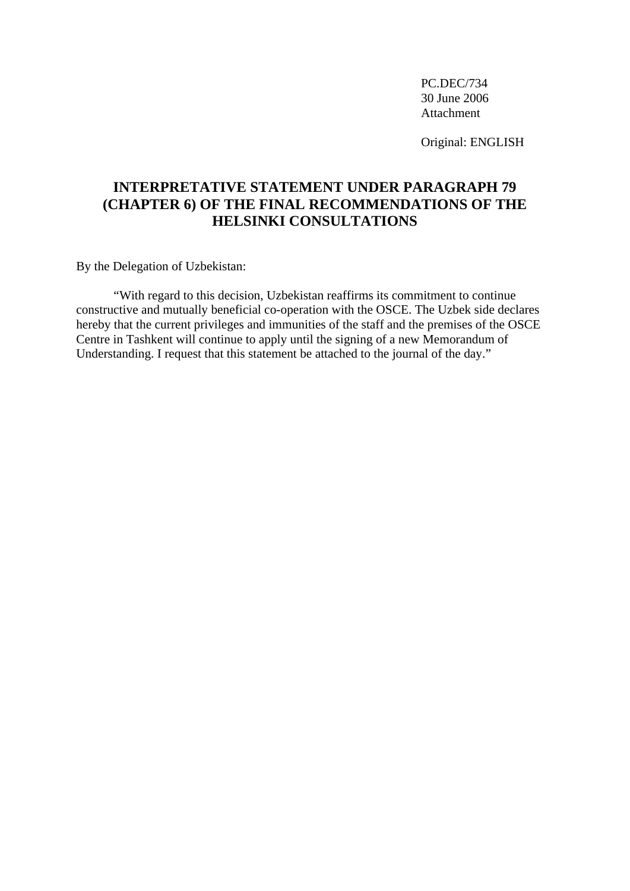PC.DEC/734
30 June 2006
Attachment

Original: ENGLISH

# INTERPRETATIVE STATEMENT UNDER PARAGRAPH 79 (CHAPTER 6) OF THE FINAL RECOMMENDATIONS OF THE HELSINKI CONSULTATIONS

By the Delegation of Uzbekistan:

"With regard to this decision, Uzbekistan reaffirms its commitment to continue constructive and mutually beneficial co-operation with the OSCE. The Uzbek side declares hereby that the current privileges and immunities of the staff and the premises of the OSCE Centre in Tashkent will continue to apply until the signing of a new Memorandum of Understanding. I request that this statement be attached to the journal of the day."